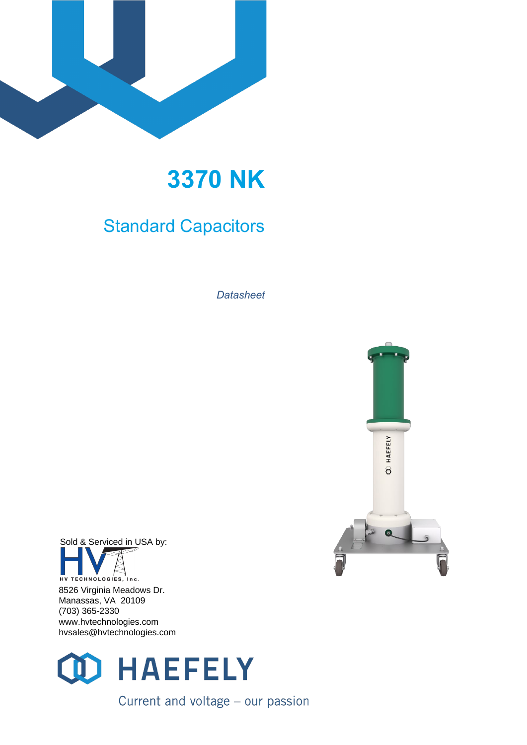# 3370 NK

## Standard Capacitors

*Datasheet*

Sold & Serviced in USA by:

HV TECHNOLOGIES, Inc.

8526 Virginia Meadows Dr.
Manassas, VA 20109
(703) 365-2330
www.hvtechnologies.com
hvsales@hvtechnologies.com

HAEFELY

Current and voltage – our passion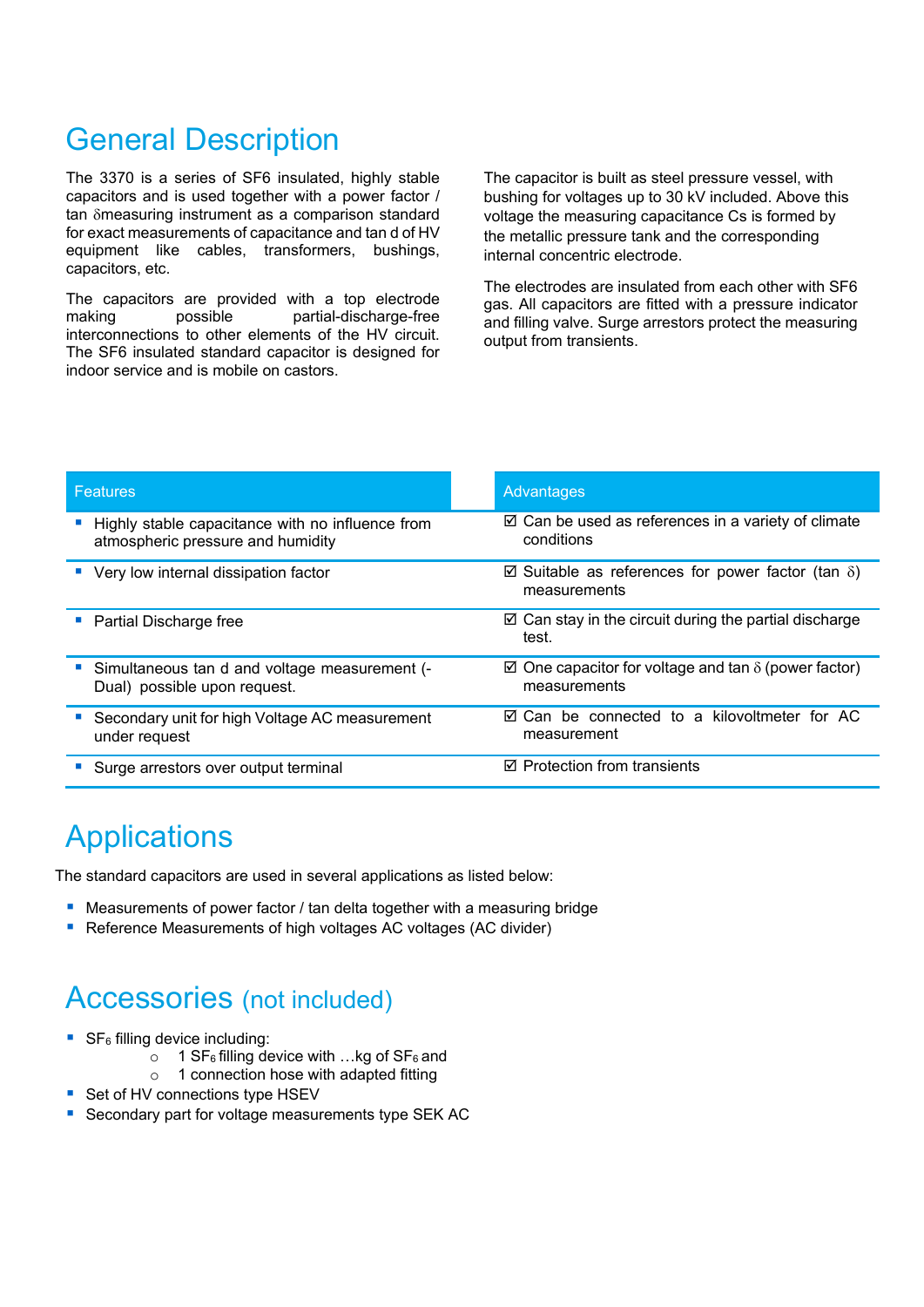# General Description

The 3370 is a series of SF6 insulated, highly stable capacitors and is used together with a power factor / tan δmeasuring instrument as a comparison standard for exact measurements of capacitance and tan d of HV equipment like cables, transformers, bushings, capacitors, etc.

The capacitors are provided with a top electrode making possible partial-discharge-free interconnections to other elements of the HV circuit. The SF6 insulated standard capacitor is designed for indoor service and is mobile on castors.

The capacitor is built as steel pressure vessel, with bushing for voltages up to 30 kV included. Above this voltage the measuring capacitance Cs is formed by the metallic pressure tank and the corresponding internal concentric electrode.

The electrodes are insulated from each other with SF6 gas. All capacitors are fitted with a pressure indicator and filling valve. Surge arrestors protect the measuring output from transients.

| Features | Advantages |
|---|---|
| ▪ Highly stable capacitance with no influence from atmospheric pressure and humidity | ☑ Can be used as references in a variety of climate conditions |
| ▪ Very low internal dissipation factor | ☑ Suitable as references for power factor (tan δ) measurements |
| ▪ Partial Discharge free | ☑ Can stay in the circuit during the partial discharge test. |
| ▪ Simultaneous tan d and voltage measurement (-Dual) possible upon request. | ☑ One capacitor for voltage and tan δ (power factor) measurements |
| ▪ Secondary unit for high Voltage AC measurement under request | ☑ Can be connected to a kilovoltmeter for AC measurement |
| ▪ Surge arrestors over output terminal | ☑ Protection from transients |

# Applications

The standard capacitors are used in several applications as listed below:

- Measurements of power factor / tan delta together with a measuring bridge
- Reference Measurements of high voltages AC voltages (AC divider)

# Accessories (not included)

- $SF_6$ filling device including:
  - 1 $SF_6$ filling device with …kg of $SF_6$ and
  - 1 connection hose with adapted fitting
- Set of HV connections type HSEV
- Secondary part for voltage measurements type SEK AC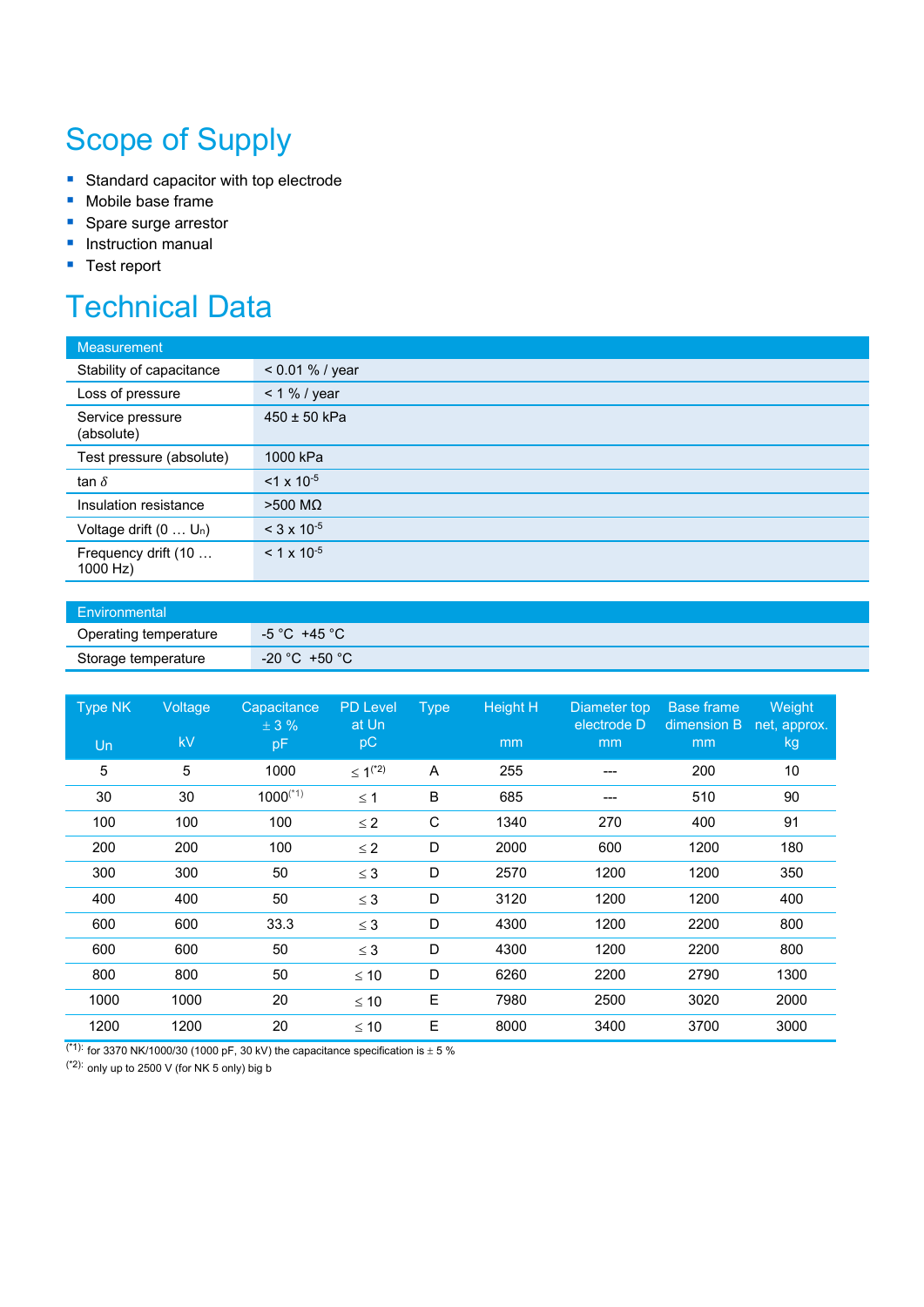# Scope of Supply

- Standard capacitor with top electrode
- Mobile base frame
- Spare surge arrestor
- Instruction manual
- Test report

# Technical Data

| Measurement | |
|---|---|
| Stability of capacitance | < 0.01 % / year |
| Loss of pressure | < 1 % / year |
| Service pressure (absolute) | 450 ± 50 kPa |
| Test pressure (absolute) | 1000 kPa |
| tan $\delta$ | <1 x $10^{-5}$ |
| Insulation resistance | >500 MΩ |
| Voltage drift (0 … $U_n$) | < 3 x $10^{-5}$ |
| Frequency drift (10 … 1000 Hz) | < 1 x $10^{-5}$ |

| Environmental | |
|---|---|
| Operating temperature | -5 °C  +45 °C |
| Storage temperature | -20 °C  +50 °C |

| Type NK Un | Voltage kV | Capacitance ± 3 % pF | PD Level at Un pC | Type | Height H mm | Diameter top electrode D mm | Base frame dimension B mm | Weight net, approx. kg |
|---|---|---|---|---|---|---|---|---|
| 5 | 5 | 1000 | ≤ 1(*2) | A | 255 | --- | 200 | 10 |
| 30 | 30 | 1000(*1) | ≤ 1 | B | 685 | --- | 510 | 90 |
| 100 | 100 | 100 | ≤ 2 | C | 1340 | 270 | 400 | 91 |
| 200 | 200 | 100 | ≤ 2 | D | 2000 | 600 | 1200 | 180 |
| 300 | 300 | 50 | ≤ 3 | D | 2570 | 1200 | 1200 | 350 |
| 400 | 400 | 50 | ≤ 3 | D | 3120 | 1200 | 1200 | 400 |
| 600 | 600 | 33.3 | ≤ 3 | D | 4300 | 1200 | 2200 | 800 |
| 600 | 600 | 50 | ≤ 3 | D | 4300 | 1200 | 2200 | 800 |
| 800 | 800 | 50 | ≤ 10 | D | 6260 | 2200 | 2790 | 1300 |
| 1000 | 1000 | 20 | ≤ 10 | E | 7980 | 2500 | 3020 | 2000 |
| 1200 | 1200 | 20 | ≤ 10 | E | 8000 | 3400 | 3700 | 3000 |

(*1): for 3370 NK/1000/30 (1000 pF, 30 kV) the capacitance specification is ± 5 %

(*2): only up to 2500 V (for NK 5 only) big b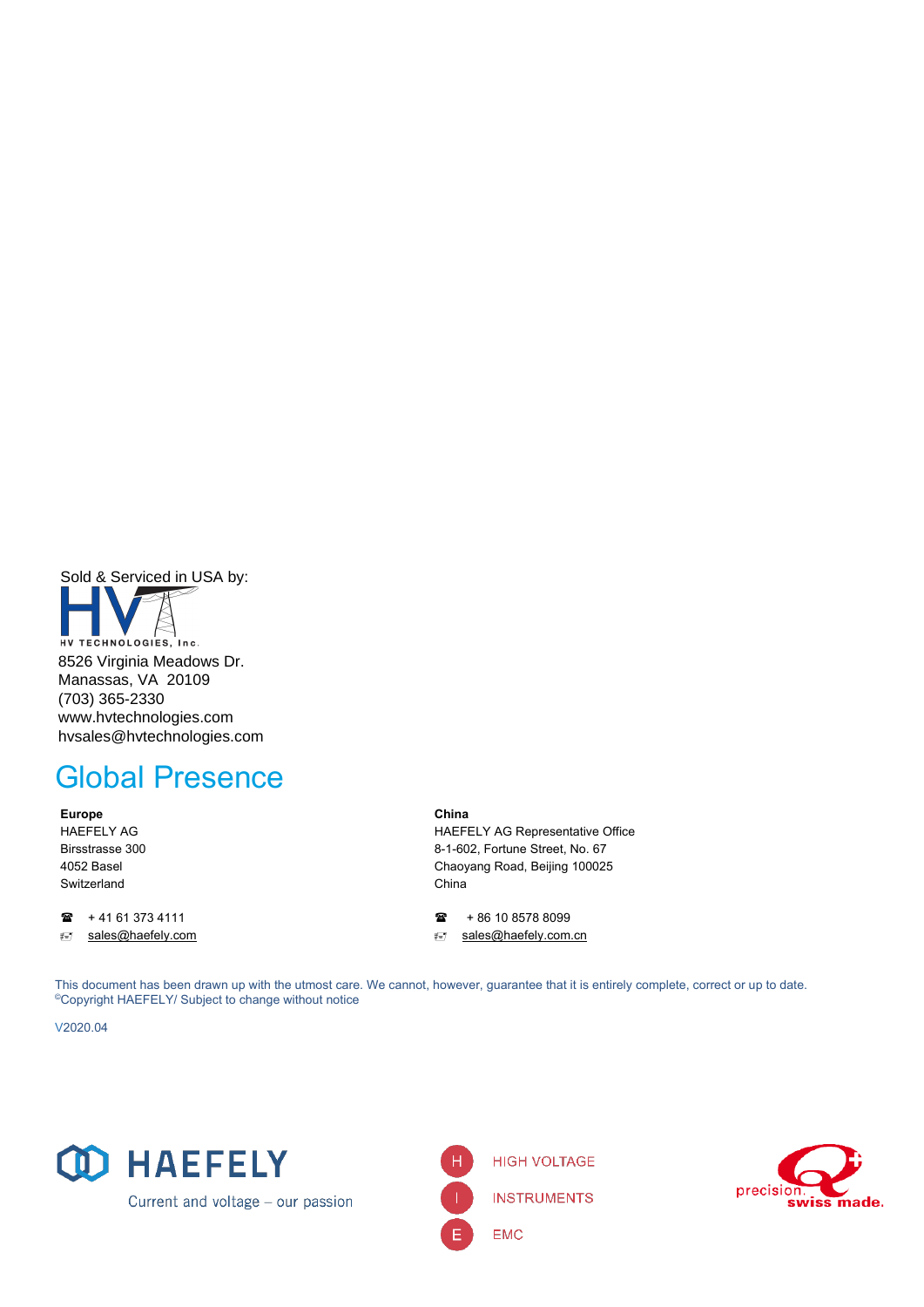Sold & Serviced in USA by:

HV TECHNOLOGIES, Inc.

8526 Virginia Meadows Dr.
Manassas, VA 20109
(703) 365-2330
www.hvtechnologies.com
hvsales@hvtechnologies.com

# Global Presence

**Europe**
HAEFELY AG
Birsstrasse 300
4052 Basel
Switzerland

☎ + 41 61 373 4111
sales@haefely.com

**China**
HAEFELY AG Representative Office
8-1-602, Fortune Street, No. 67
Chaoyang Road, Beijing 100025
China

☎ + 86 10 8578 8099
sales@haefely.com.cn

This document has been drawn up with the utmost care. We cannot, however, guarantee that it is entirely complete, correct or up to date.
©Copyright HAEFELY/ Subject to change without notice

V2020.04

HAEFELY
Current and voltage – our passion

H HIGH VOLTAGE
I INSTRUMENTS
E EMC

precision. swiss made.